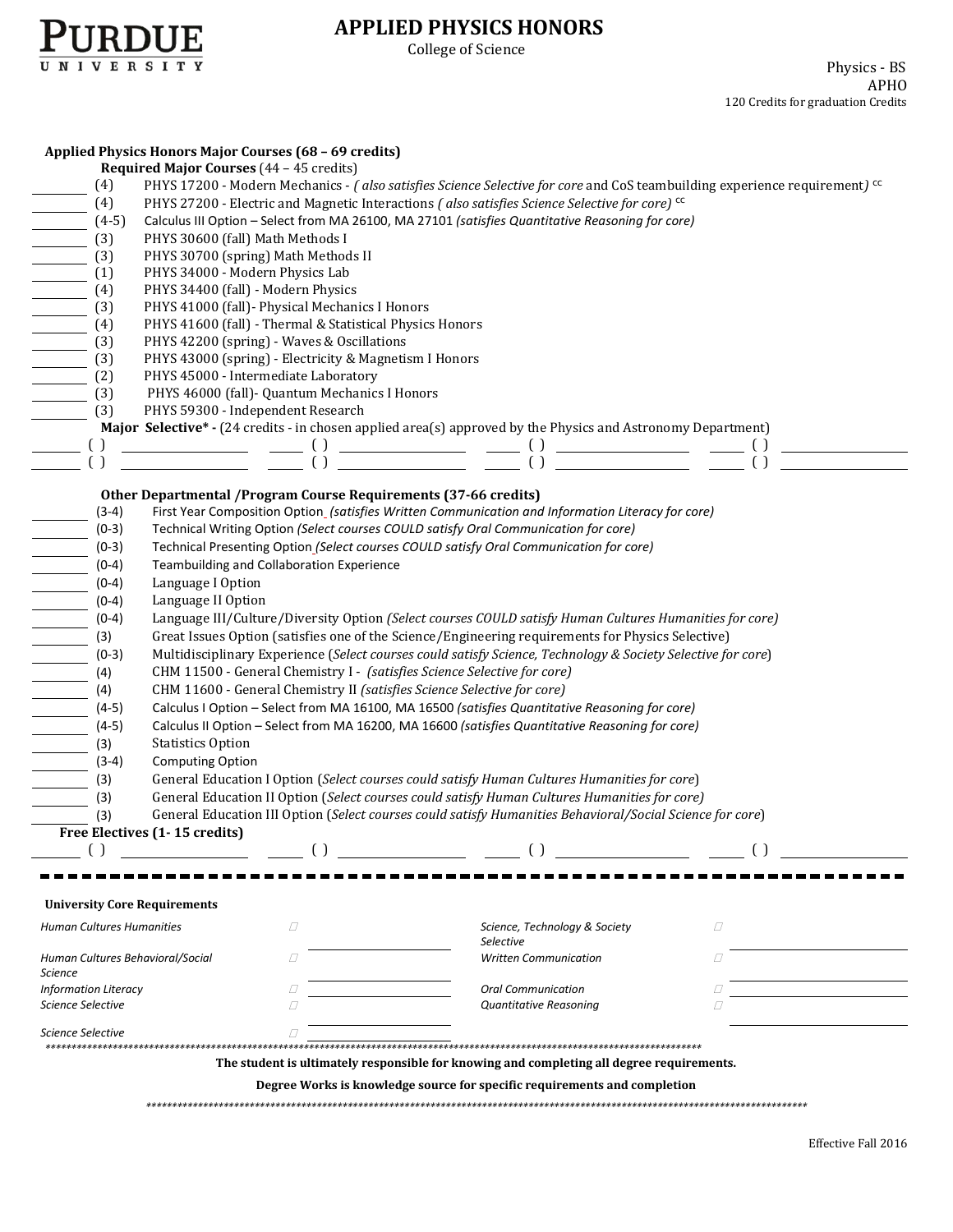PURDUE UNIVERSITY

# APPLIED PHYSICS HONORS

College of Science

Physics - BS
APHO
120 Credits for graduation Credits

## Applied Physics Honors Major Courses (68 – 69 credits)

### Required Major Courses (44 – 45 credits)

- ________ (4) PHYS 17200 - Modern Mechanics - *( also satisfies Science Selective for core* and CoS teambuilding experience requirement*)* cc
- ________ (4) PHYS 27200 - Electric and Magnetic Interactions *( also satisfies Science Selective for core)* cc
- ________ (4-5) Calculus III Option – Select from MA 26100, MA 27101 *(satisfies Quantitative Reasoning for core)*
- ________ (3) PHYS 30600 (fall) Math Methods I
- ________ (3) PHYS 30700 (spring) Math Methods II
- ________ (1) PHYS 34000 - Modern Physics Lab
- ________ (4) PHYS 34400 (fall) - Modern Physics
- ________ (3) PHYS 41000 (fall)- Physical Mechanics I Honors
- ________ (4) PHYS 41600 (fall) - Thermal & Statistical Physics Honors
- ________ (3) PHYS 42200 (spring) - Waves & Oscillations
- ________ (3) PHYS 43000 (spring) - Electricity & Magnetism I Honors
- ________ (2) PHYS 45000 - Intermediate Laboratory
- ________ (3) PHYS 46000 (fall)- Quantum Mechanics I Honors
- ________ (3) PHYS 59300 - Independent Research

**Major Selective\* -** (24 credits - in chosen applied area(s) approved by the Physics and Astronomy Department)

| | | | |
|---|---|---|---|
| ______ ( ) ______________ | ______ ( ) ______________ | ______ ( ) ______________ | ______ ( ) ______________ |
| ______ ( ) ______________ | ______ ( ) ______________ | ______ ( ) ______________ | ______ ( ) ______________ |

### Other Departmental /Program Course Requirements (37-66 credits)

- ________ (3-4) First Year Composition Option *(satisfies Written Communication and Information Literacy for core)*
- ________ (0-3) Technical Writing Option *(Select courses COULD satisfy Oral Communication for core)*
- ________ (0-3) Technical Presenting Option *(Select courses COULD satisfy Oral Communication for core)*
- ________ (0-4) Teambuilding and Collaboration Experience
- ________ (0-4) Language I Option
- ________ (0-4) Language II Option
- ________ (0-4) Language III/Culture/Diversity Option *(Select courses COULD satisfy Human Cultures Humanities for core)*
- ________ (3) Great Issues Option (satisfies one of the Science/Engineering requirements for Physics Selective)
- ________ (0-3) Multidisciplinary Experience (*Select courses could satisfy Science, Technology & Society Selective for core*)
- ________ (4) CHM 11500 - General Chemistry I - *(satisfies Science Selective for core)*
- ________ (4) CHM 11600 - General Chemistry II *(satisfies Science Selective for core)*
- ________ (4-5) Calculus I Option – Select from MA 16100, MA 16500 *(satisfies Quantitative Reasoning for core)*
- ________ (4-5) Calculus II Option – Select from MA 16200, MA 16600 *(satisfies Quantitative Reasoning for core)*
- ________ (3) Statistics Option
- ________ (3-4) Computing Option
- ________ (3) General Education I Option (*Select courses could satisfy Human Cultures Humanities for core*)
- ________ (3) General Education II Option (*Select courses could satisfy Human Cultures Humanities for core)*
- ________ (3) General Education III Option (*Select courses could satisfy Humanities Behavioral/Social Science for core*)

### Free Electives (1- 15 credits)

| | | | |
|---|---|---|---|
| ______ ( ) ______________ | ______ ( ) ______________ | ______ ( ) ______________ | ______ ( ) ______________ |

---

### University Core Requirements

| | | | |
|---|---|---|---|
| *Human Cultures Humanities* | ☐ ______________ | *Science, Technology & Society Selective* | ☐ ______________ |
| *Human Cultures Behavioral/Social Science* | ☐ ______________ | *Written Communication* | ☐ ______________ |
| *Information Literacy* | ☐ ______________ | *Oral Communication* | ☐ ______________ |
| *Science Selective* | ☐ ______________ | *Quantitative Reasoning* | ☐ ______________ |
| *Science Selective* | ☐ ______________ | | |

**The student is ultimately responsible for knowing and completing all degree requirements.**

**Degree Works is knowledge source for specific requirements and completion**

Effective Fall 2016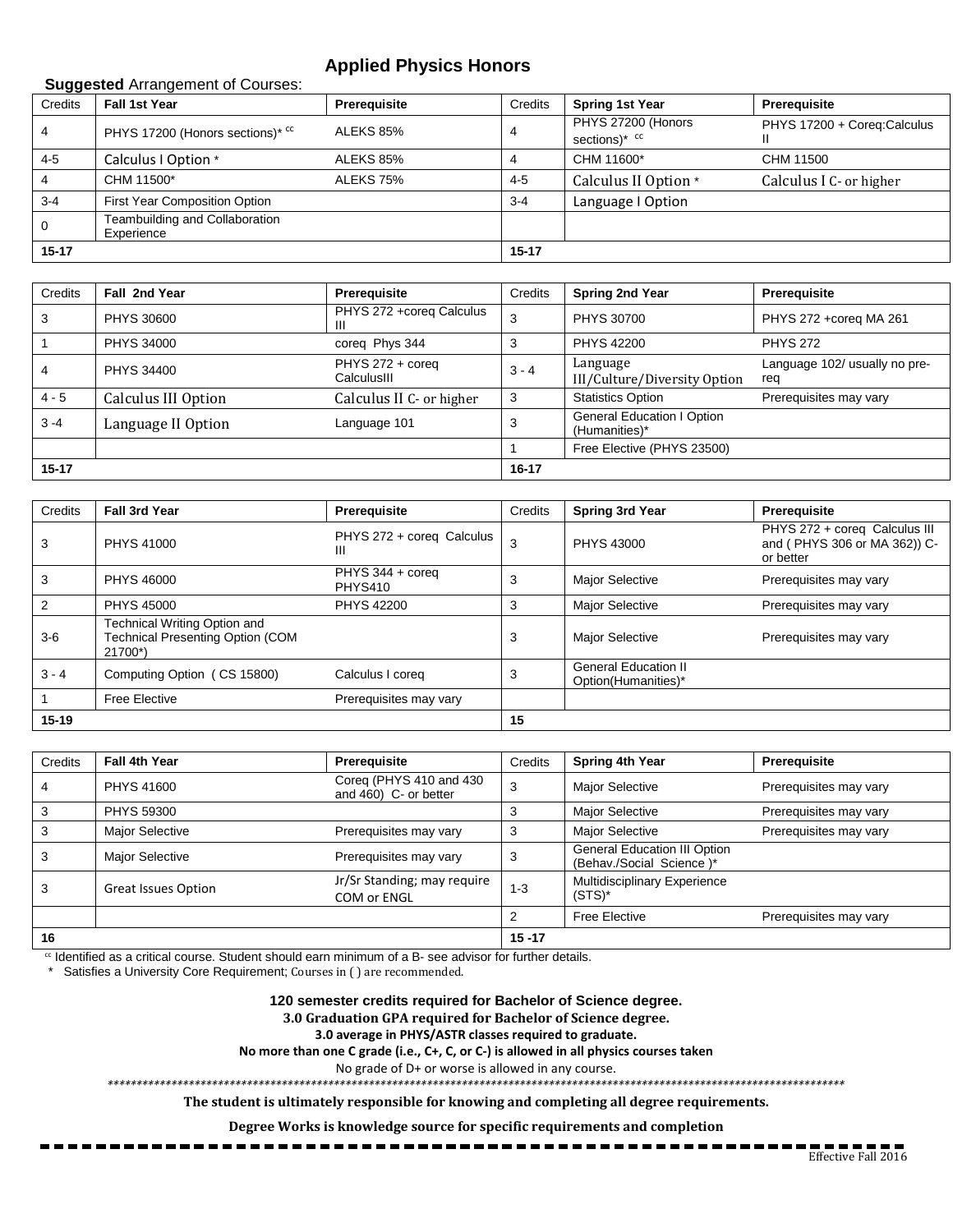# Applied Physics Honors

**Suggested** Arrangement of Courses:

| Credits | Fall 1st Year | Prerequisite | Credits | Spring 1st Year | Prerequisite |
|---|---|---|---|---|---|
| 4 | PHYS 17200 (Honors sections)* cc | ALEKS 85% | 4 | PHYS 27200 (Honors sections)* cc | PHYS 17200 + Coreq:Calculus II |
| 4-5 | Calculus I Option * | ALEKS 85% | 4 | CHM 11600* | CHM 11500 |
| 4 | CHM 11500* | ALEKS 75% | 4-5 | Calculus II Option * | Calculus I C- or higher |
| 3-4 | First Year Composition Option | | 3-4 | Language I Option | |
| 0 | Teambuilding and Collaboration Experience | | | | |
| **15-17** | | | **15-17** | | |

| Credits | Fall 2nd Year | Prerequisite | Credits | Spring 2nd Year | Prerequisite |
|---|---|---|---|---|---|
| 3 | PHYS 30600 | PHYS 272 +coreq Calculus III | 3 | PHYS 30700 | PHYS 272 +coreq MA 261 |
| 1 | PHYS 34000 | coreq Phys 344 | 3 | PHYS 42200 | PHYS 272 |
| 4 | PHYS 34400 | PHYS 272 + coreq CalculusIII | 3 - 4 | Language III/Culture/Diversity Option | Language 102/ usually no pre-req |
| 4 - 5 | Calculus III Option | Calculus II C- or higher | 3 | Statistics Option | Prerequisites may vary |
| 3 -4 | Language II Option | Language 101 | 3 | General Education I Option (Humanities)* | |
| | | | 1 | Free Elective (PHYS 23500) | |
| **15-17** | | | **16-17** | | |

| Credits | Fall 3rd Year | Prerequisite | Credits | Spring 3rd Year | Prerequisite |
|---|---|---|---|---|---|
| 3 | PHYS 41000 | PHYS 272 + coreq Calculus III | 3 | PHYS 43000 | PHYS 272 + coreq Calculus III and ( PHYS 306 or MA 362)) C- or better |
| 3 | PHYS 46000 | PHYS 344 + coreq PHYS410 | 3 | Major Selective | Prerequisites may vary |
| 2 | PHYS 45000 | PHYS 42200 | 3 | Major Selective | Prerequisites may vary |
| 3-6 | Technical Writing Option and Technical Presenting Option (COM 21700*) | | 3 | Major Selective | Prerequisites may vary |
| 3 - 4 | Computing Option ( CS 15800) | Calculus I coreq | 3 | General Education II Option(Humanities)* | |
| 1 | Free Elective | Prerequisites may vary | | | |
| **15-19** | | | **15** | | |

| Credits | Fall 4th Year | Prerequisite | Credits | Spring 4th Year | Prerequisite |
|---|---|---|---|---|---|
| 4 | PHYS 41600 | Coreq (PHYS 410 and 430 and 460) C- or better | 3 | Major Selective | Prerequisites may vary |
| 3 | PHYS 59300 | | 3 | Major Selective | Prerequisites may vary |
| 3 | Major Selective | Prerequisites may vary | 3 | Major Selective | Prerequisites may vary |
| 3 | Major Selective | Prerequisites may vary | 3 | General Education III Option (Behav./Social Science )* | |
| 3 | Great Issues Option | Jr/Sr Standing; may require COM or ENGL | 1-3 | Multidisciplinary Experience (STS)* | |
| | | | 2 | Free Elective | Prerequisites may vary |
| **16** | | | **15 -17** | | |

cc Identified as a critical course. Student should earn minimum of a B- see advisor for further details.

\* Satisfies a University Core Requirement; Courses in ( ) are recommended.

**120 semester credits required for Bachelor of Science degree.**

**3.0 Graduation GPA required for Bachelor of Science degree.**

**3.0 average in PHYS/ASTR classes required to graduate.**

**No more than one C grade (i.e., C+, C, or C-) is allowed in all physics courses taken**

No grade of D+ or worse is allowed in any course.

\*\*\*\*\*\*\*\*\*\*\*\*\*\*\*\*\*\*\*\*\*\*\*\*\*\*\*\*\*\*\*\*\*\*\*\*\*\*\*\*\*\*\*\*\*\*\*\*\*\*\*\*\*\*\*\*\*\*\*\*\*\*\*\*\*\*\*\*\*\*\*\*\*\*\*\*\*\*

**The student is ultimately responsible for knowing and completing all degree requirements.**

**Degree Works is knowledge source for specific requirements and completion**

Effective Fall 2016